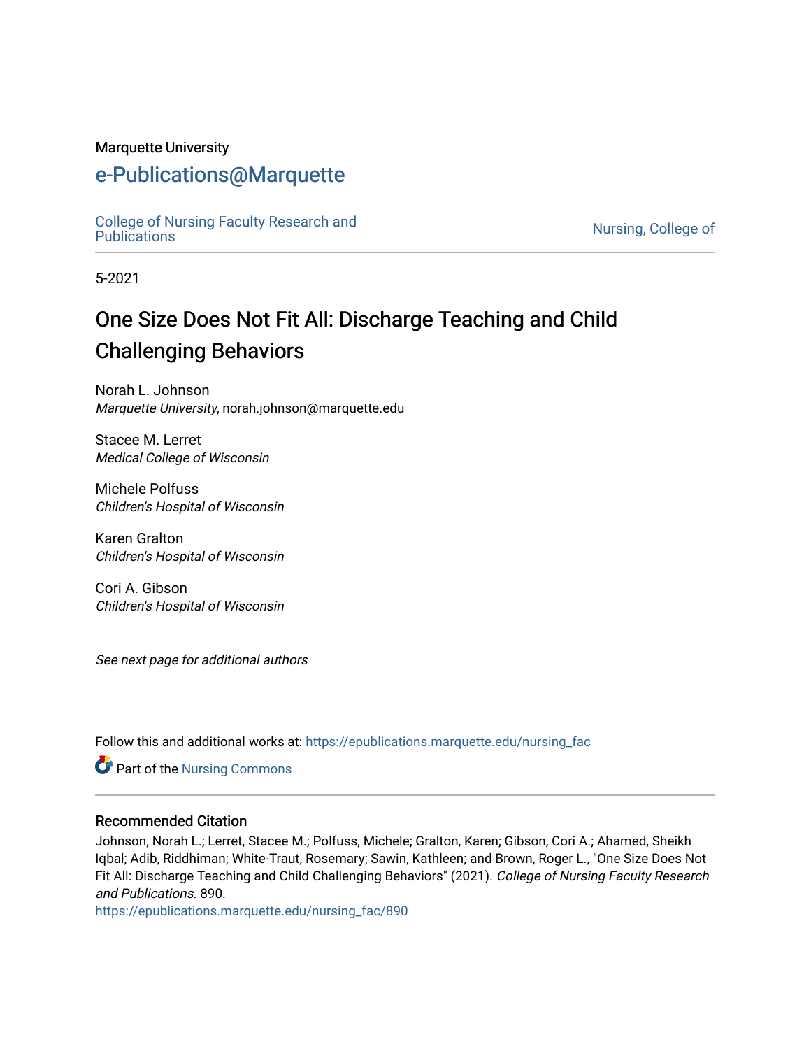Marquette University

# e-Publications@Marquette

College of Nursing Faculty Research and Publications

Nursing, College of

5-2021

## One Size Does Not Fit All: Discharge Teaching and Child Challenging Behaviors

Norah L. Johnson
*Marquette University*, norah.johnson@marquette.edu

Stacee M. Lerret
*Medical College of Wisconsin*

Michele Polfuss
*Children's Hospital of Wisconsin*

Karen Gralton
*Children's Hospital of Wisconsin*

Cori A. Gibson
*Children's Hospital of Wisconsin*

*See next page for additional authors*

Follow this and additional works at: https://epublications.marquette.edu/nursing_fac

Part of the Nursing Commons

### Recommended Citation

Johnson, Norah L.; Lerret, Stacee M.; Polfuss, Michele; Gralton, Karen; Gibson, Cori A.; Ahamed, Sheikh Iqbal; Adib, Riddhiman; White-Traut, Rosemary; Sawin, Kathleen; and Brown, Roger L., "One Size Does Not Fit All: Discharge Teaching and Child Challenging Behaviors" (2021). *College of Nursing Faculty Research and Publications*. 890.
https://epublications.marquette.edu/nursing_fac/890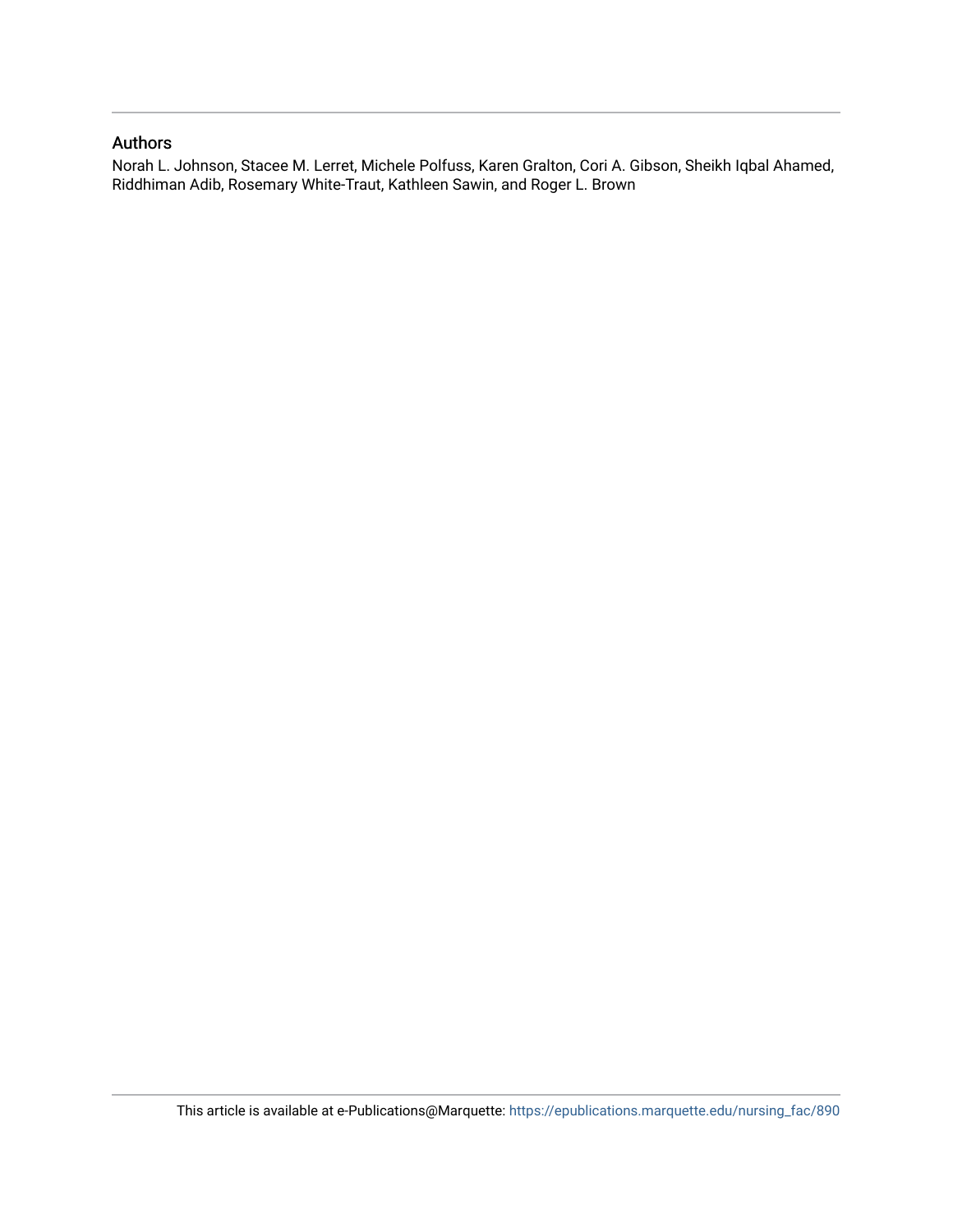## Authors

Norah L. Johnson, Stacee M. Lerret, Michele Polfuss, Karen Gralton, Cori A. Gibson, Sheikh Iqbal Ahamed, Riddhiman Adib, Rosemary White-Traut, Kathleen Sawin, and Roger L. Brown

This article is available at e-Publications@Marquette: https://epublications.marquette.edu/nursing_fac/890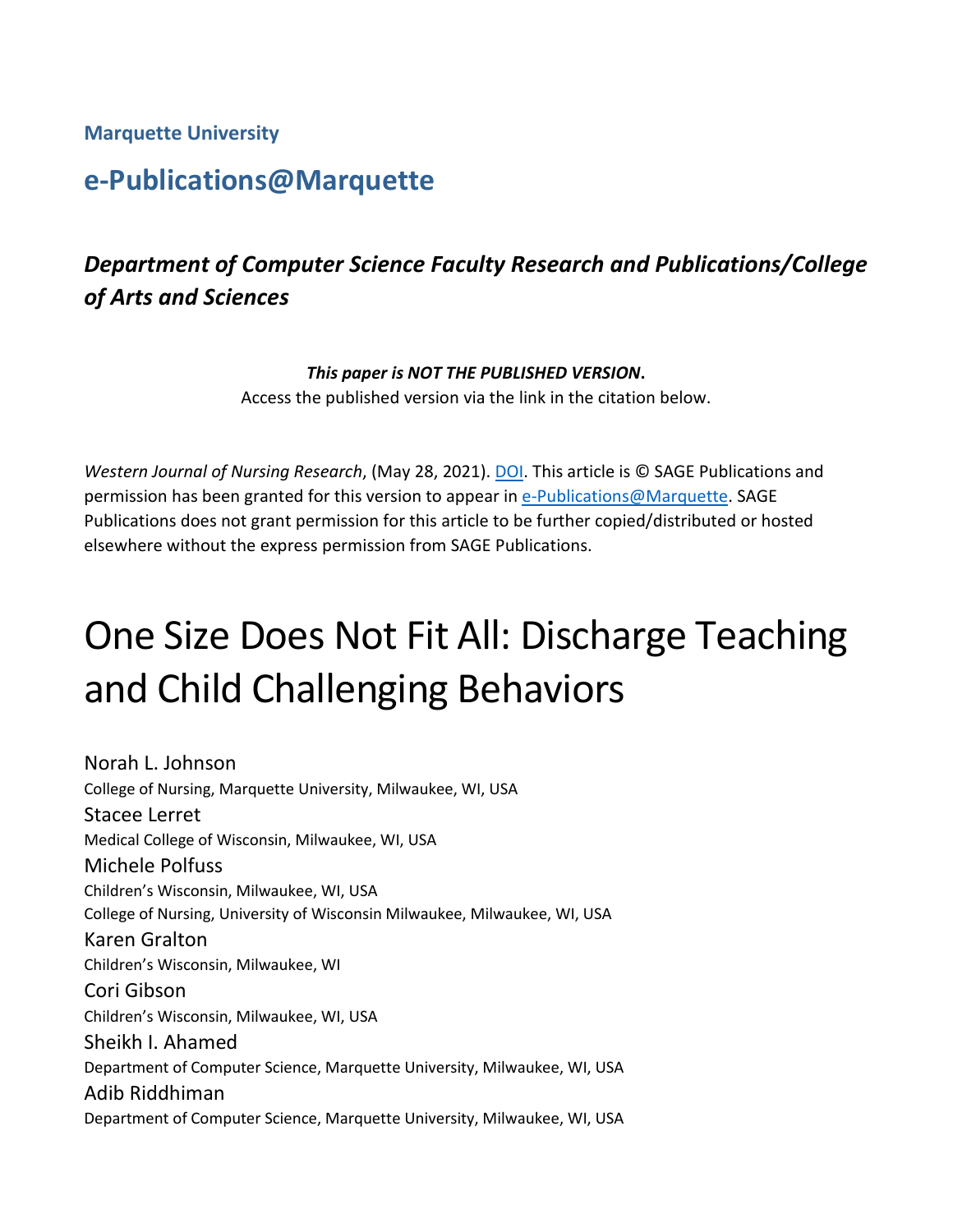**Marquette University**

## e-Publications@Marquette

### *Department of Computer Science Faculty Research and Publications/College of Arts and Sciences*

***This paper is NOT THE PUBLISHED VERSION*.**
Access the published version via the link in the citation below.

*Western Journal of Nursing Research*, (May 28, 2021). DOI. This article is © SAGE Publications and permission has been granted for this version to appear in e-Publications@Marquette. SAGE Publications does not grant permission for this article to be further copied/distributed or hosted elsewhere without the express permission from SAGE Publications.

# One Size Does Not Fit All: Discharge Teaching and Child Challenging Behaviors

Norah L. Johnson
College of Nursing, Marquette University, Milwaukee, WI, USA

Stacee Lerret
Medical College of Wisconsin, Milwaukee, WI, USA

Michele Polfuss
Children's Wisconsin, Milwaukee, WI, USA
College of Nursing, University of Wisconsin Milwaukee, Milwaukee, WI, USA

Karen Gralton
Children's Wisconsin, Milwaukee, WI

Cori Gibson
Children's Wisconsin, Milwaukee, WI, USA

Sheikh I. Ahamed
Department of Computer Science, Marquette University, Milwaukee, WI, USA

Adib Riddhiman
Department of Computer Science, Marquette University, Milwaukee, WI, USA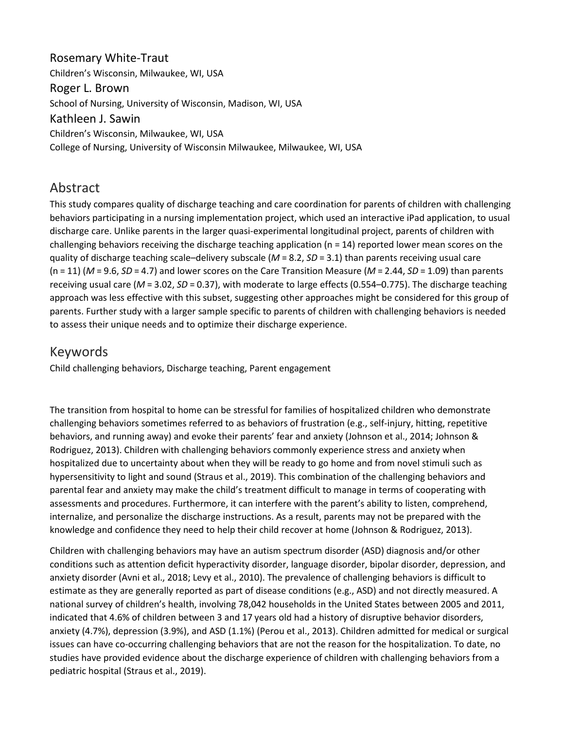Rosemary White-Traut
Children's Wisconsin, Milwaukee, WI, USA

Roger L. Brown
School of Nursing, University of Wisconsin, Madison, WI, USA

Kathleen J. Sawin
Children's Wisconsin, Milwaukee, WI, USA
College of Nursing, University of Wisconsin Milwaukee, Milwaukee, WI, USA

## Abstract

This study compares quality of discharge teaching and care coordination for parents of children with challenging behaviors participating in a nursing implementation project, which used an interactive iPad application, to usual discharge care. Unlike parents in the larger quasi-experimental longitudinal project, parents of children with challenging behaviors receiving the discharge teaching application ($n = 14$) reported lower mean scores on the quality of discharge teaching scale–delivery subscale ($M = 8.2$, $SD = 3.1$) than parents receiving usual care ($n = 11$) ($M = 9.6$, $SD = 4.7$) and lower scores on the Care Transition Measure ($M = 2.44$, $SD = 1.09$) than parents receiving usual care ($M = 3.02$, $SD = 0.37$), with moderate to large effects (0.554–0.775). The discharge teaching approach was less effective with this subset, suggesting other approaches might be considered for this group of parents. Further study with a larger sample specific to parents of children with challenging behaviors is needed to assess their unique needs and to optimize their discharge experience.

## Keywords

Child challenging behaviors, Discharge teaching, Parent engagement

The transition from hospital to home can be stressful for families of hospitalized children who demonstrate challenging behaviors sometimes referred to as behaviors of frustration (e.g., self-injury, hitting, repetitive behaviors, and running away) and evoke their parents' fear and anxiety (Johnson et al., 2014; Johnson & Rodriguez, 2013). Children with challenging behaviors commonly experience stress and anxiety when hospitalized due to uncertainty about when they will be ready to go home and from novel stimuli such as hypersensitivity to light and sound (Straus et al., 2019). This combination of the challenging behaviors and parental fear and anxiety may make the child's treatment difficult to manage in terms of cooperating with assessments and procedures. Furthermore, it can interfere with the parent's ability to listen, comprehend, internalize, and personalize the discharge instructions. As a result, parents may not be prepared with the knowledge and confidence they need to help their child recover at home (Johnson & Rodriguez, 2013).

Children with challenging behaviors may have an autism spectrum disorder (ASD) diagnosis and/or other conditions such as attention deficit hyperactivity disorder, language disorder, bipolar disorder, depression, and anxiety disorder (Avni et al., 2018; Levy et al., 2010). The prevalence of challenging behaviors is difficult to estimate as they are generally reported as part of disease conditions (e.g., ASD) and not directly measured. A national survey of children's health, involving 78,042 households in the United States between 2005 and 2011, indicated that 4.6% of children between 3 and 17 years old had a history of disruptive behavior disorders, anxiety (4.7%), depression (3.9%), and ASD (1.1%) (Perou et al., 2013). Children admitted for medical or surgical issues can have co-occurring challenging behaviors that are not the reason for the hospitalization. To date, no studies have provided evidence about the discharge experience of children with challenging behaviors from a pediatric hospital (Straus et al., 2019).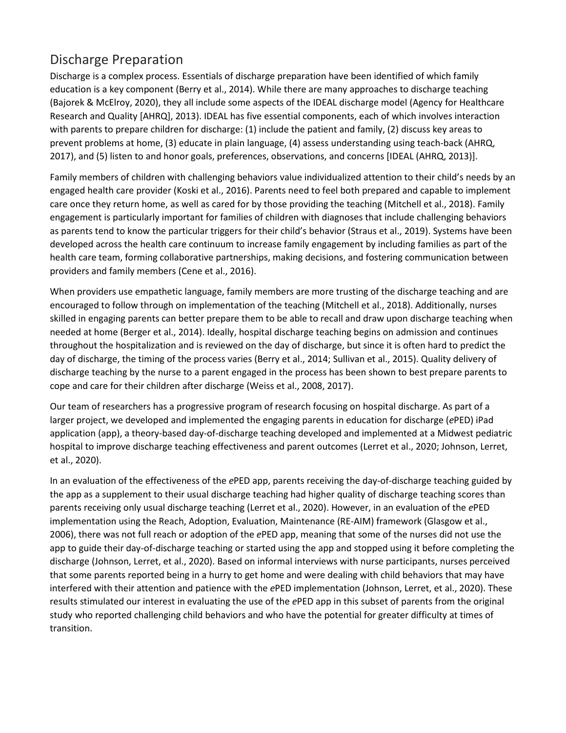## Discharge Preparation

Discharge is a complex process. Essentials of discharge preparation have been identified of which family education is a key component (Berry et al., 2014). While there are many approaches to discharge teaching (Bajorek & McElroy, 2020), they all include some aspects of the IDEAL discharge model (Agency for Healthcare Research and Quality [AHRQ], 2013). IDEAL has five essential components, each of which involves interaction with parents to prepare children for discharge: (1) include the patient and family, (2) discuss key areas to prevent problems at home, (3) educate in plain language, (4) assess understanding using teach-back (AHRQ, 2017), and (5) listen to and honor goals, preferences, observations, and concerns [IDEAL (AHRQ, 2013)].

Family members of children with challenging behaviors value individualized attention to their child's needs by an engaged health care provider (Koski et al., 2016). Parents need to feel both prepared and capable to implement care once they return home, as well as cared for by those providing the teaching (Mitchell et al., 2018). Family engagement is particularly important for families of children with diagnoses that include challenging behaviors as parents tend to know the particular triggers for their child's behavior (Straus et al., 2019). Systems have been developed across the health care continuum to increase family engagement by including families as part of the health care team, forming collaborative partnerships, making decisions, and fostering communication between providers and family members (Cene et al., 2016).

When providers use empathetic language, family members are more trusting of the discharge teaching and are encouraged to follow through on implementation of the teaching (Mitchell et al., 2018). Additionally, nurses skilled in engaging parents can better prepare them to be able to recall and draw upon discharge teaching when needed at home (Berger et al., 2014). Ideally, hospital discharge teaching begins on admission and continues throughout the hospitalization and is reviewed on the day of discharge, but since it is often hard to predict the day of discharge, the timing of the process varies (Berry et al., 2014; Sullivan et al., 2015). Quality delivery of discharge teaching by the nurse to a parent engaged in the process has been shown to best prepare parents to cope and care for their children after discharge (Weiss et al., 2008, 2017).

Our team of researchers has a progressive program of research focusing on hospital discharge. As part of a larger project, we developed and implemented the engaging parents in education for discharge (*e*PED) iPad application (app), a theory-based day-of-discharge teaching developed and implemented at a Midwest pediatric hospital to improve discharge teaching effectiveness and parent outcomes (Lerret et al., 2020; Johnson, Lerret, et al., 2020).

In an evaluation of the effectiveness of the *e*PED app, parents receiving the day-of-discharge teaching guided by the app as a supplement to their usual discharge teaching had higher quality of discharge teaching scores than parents receiving only usual discharge teaching (Lerret et al., 2020). However, in an evaluation of the *e*PED implementation using the Reach, Adoption, Evaluation, Maintenance (RE-AIM) framework (Glasgow et al., 2006), there was not full reach or adoption of the *e*PED app, meaning that some of the nurses did not use the app to guide their day-of-discharge teaching or started using the app and stopped using it before completing the discharge (Johnson, Lerret, et al., 2020). Based on informal interviews with nurse participants, nurses perceived that some parents reported being in a hurry to get home and were dealing with child behaviors that may have interfered with their attention and patience with the *e*PED implementation (Johnson, Lerret, et al., 2020). These results stimulated our interest in evaluating the use of the *e*PED app in this subset of parents from the original study who reported challenging child behaviors and who have the potential for greater difficulty at times of transition.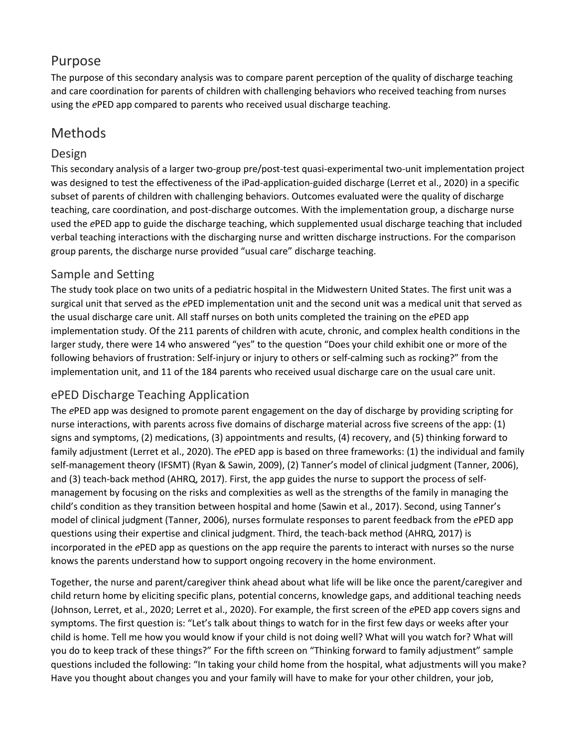## Purpose

The purpose of this secondary analysis was to compare parent perception of the quality of discharge teaching and care coordination for parents of children with challenging behaviors who received teaching from nurses using the *e*PED app compared to parents who received usual discharge teaching.

## Methods

### Design

This secondary analysis of a larger two-group pre/post-test quasi-experimental two-unit implementation project was designed to test the effectiveness of the iPad-application-guided discharge (Lerret et al., 2020) in a specific subset of parents of children with challenging behaviors. Outcomes evaluated were the quality of discharge teaching, care coordination, and post-discharge outcomes. With the implementation group, a discharge nurse used the *e*PED app to guide the discharge teaching, which supplemented usual discharge teaching that included verbal teaching interactions with the discharging nurse and written discharge instructions. For the comparison group parents, the discharge nurse provided "usual care" discharge teaching.

### Sample and Setting

The study took place on two units of a pediatric hospital in the Midwestern United States. The first unit was a surgical unit that served as the *e*PED implementation unit and the second unit was a medical unit that served as the usual discharge care unit. All staff nurses on both units completed the training on the *e*PED app implementation study. Of the 211 parents of children with acute, chronic, and complex health conditions in the larger study, there were 14 who answered "yes" to the question "Does your child exhibit one or more of the following behaviors of frustration: Self-injury or injury to others or self-calming such as rocking?" from the implementation unit, and 11 of the 184 parents who received usual discharge care on the usual care unit.

### ePED Discharge Teaching Application

The *e*PED app was designed to promote parent engagement on the day of discharge by providing scripting for nurse interactions, with parents across five domains of discharge material across five screens of the app: (1) signs and symptoms, (2) medications, (3) appointments and results, (4) recovery, and (5) thinking forward to family adjustment (Lerret et al., 2020). The *e*PED app is based on three frameworks: (1) the individual and family self-management theory (IFSMT) (Ryan & Sawin, 2009), (2) Tanner's model of clinical judgment (Tanner, 2006), and (3) teach-back method (AHRQ, 2017). First, the app guides the nurse to support the process of self-management by focusing on the risks and complexities as well as the strengths of the family in managing the child's condition as they transition between hospital and home (Sawin et al., 2017). Second, using Tanner's model of clinical judgment (Tanner, 2006), nurses formulate responses to parent feedback from the *e*PED app questions using their expertise and clinical judgment. Third, the teach-back method (AHRQ, 2017) is incorporated in the *e*PED app as questions on the app require the parents to interact with nurses so the nurse knows the parents understand how to support ongoing recovery in the home environment.

Together, the nurse and parent/caregiver think ahead about what life will be like once the parent/caregiver and child return home by eliciting specific plans, potential concerns, knowledge gaps, and additional teaching needs (Johnson, Lerret, et al., 2020; Lerret et al., 2020). For example, the first screen of the *e*PED app covers signs and symptoms. The first question is: "Let's talk about things to watch for in the first few days or weeks after your child is home. Tell me how you would know if your child is not doing well? What will you watch for? What will you do to keep track of these things?" For the fifth screen on "Thinking forward to family adjustment" sample questions included the following: "In taking your child home from the hospital, what adjustments will you make? Have you thought about changes you and your family will have to make for your other children, your job,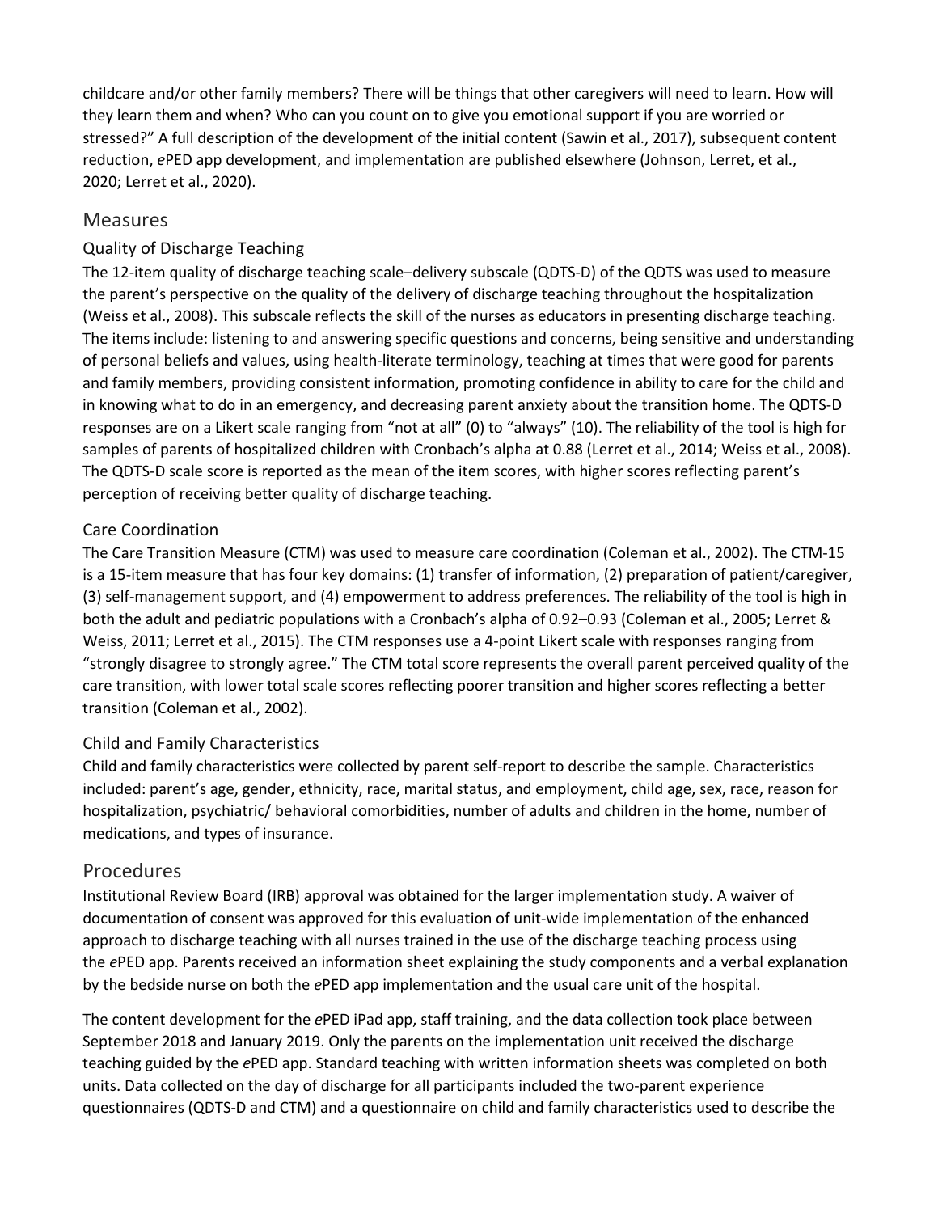childcare and/or other family members? There will be things that other caregivers will need to learn. How will they learn them and when? Who can you count on to give you emotional support if you are worried or stressed?" A full description of the development of the initial content (Sawin et al., 2017), subsequent content reduction, *e*PED app development, and implementation are published elsewhere (Johnson, Lerret, et al., 2020; Lerret et al., 2020).

## Measures

### Quality of Discharge Teaching

The 12-item quality of discharge teaching scale–delivery subscale (QDTS-D) of the QDTS was used to measure the parent's perspective on the quality of the delivery of discharge teaching throughout the hospitalization (Weiss et al., 2008). This subscale reflects the skill of the nurses as educators in presenting discharge teaching. The items include: listening to and answering specific questions and concerns, being sensitive and understanding of personal beliefs and values, using health-literate terminology, teaching at times that were good for parents and family members, providing consistent information, promoting confidence in ability to care for the child and in knowing what to do in an emergency, and decreasing parent anxiety about the transition home. The QDTS-D responses are on a Likert scale ranging from "not at all" (0) to "always" (10). The reliability of the tool is high for samples of parents of hospitalized children with Cronbach's alpha at 0.88 (Lerret et al., 2014; Weiss et al., 2008). The QDTS-D scale score is reported as the mean of the item scores, with higher scores reflecting parent's perception of receiving better quality of discharge teaching.

### Care Coordination

The Care Transition Measure (CTM) was used to measure care coordination (Coleman et al., 2002). The CTM-15 is a 15-item measure that has four key domains: (1) transfer of information, (2) preparation of patient/caregiver, (3) self-management support, and (4) empowerment to address preferences. The reliability of the tool is high in both the adult and pediatric populations with a Cronbach's alpha of 0.92–0.93 (Coleman et al., 2005; Lerret & Weiss, 2011; Lerret et al., 2015). The CTM responses use a 4-point Likert scale with responses ranging from "strongly disagree to strongly agree." The CTM total score represents the overall parent perceived quality of the care transition, with lower total scale scores reflecting poorer transition and higher scores reflecting a better transition (Coleman et al., 2002).

### Child and Family Characteristics

Child and family characteristics were collected by parent self-report to describe the sample. Characteristics included: parent's age, gender, ethnicity, race, marital status, and employment, child age, sex, race, reason for hospitalization, psychiatric/ behavioral comorbidities, number of adults and children in the home, number of medications, and types of insurance.

## Procedures

Institutional Review Board (IRB) approval was obtained for the larger implementation study. A waiver of documentation of consent was approved for this evaluation of unit-wide implementation of the enhanced approach to discharge teaching with all nurses trained in the use of the discharge teaching process using the *e*PED app. Parents received an information sheet explaining the study components and a verbal explanation by the bedside nurse on both the *e*PED app implementation and the usual care unit of the hospital.

The content development for the *e*PED iPad app, staff training, and the data collection took place between September 2018 and January 2019. Only the parents on the implementation unit received the discharge teaching guided by the *e*PED app. Standard teaching with written information sheets was completed on both units. Data collected on the day of discharge for all participants included the two-parent experience questionnaires (QDTS-D and CTM) and a questionnaire on child and family characteristics used to describe the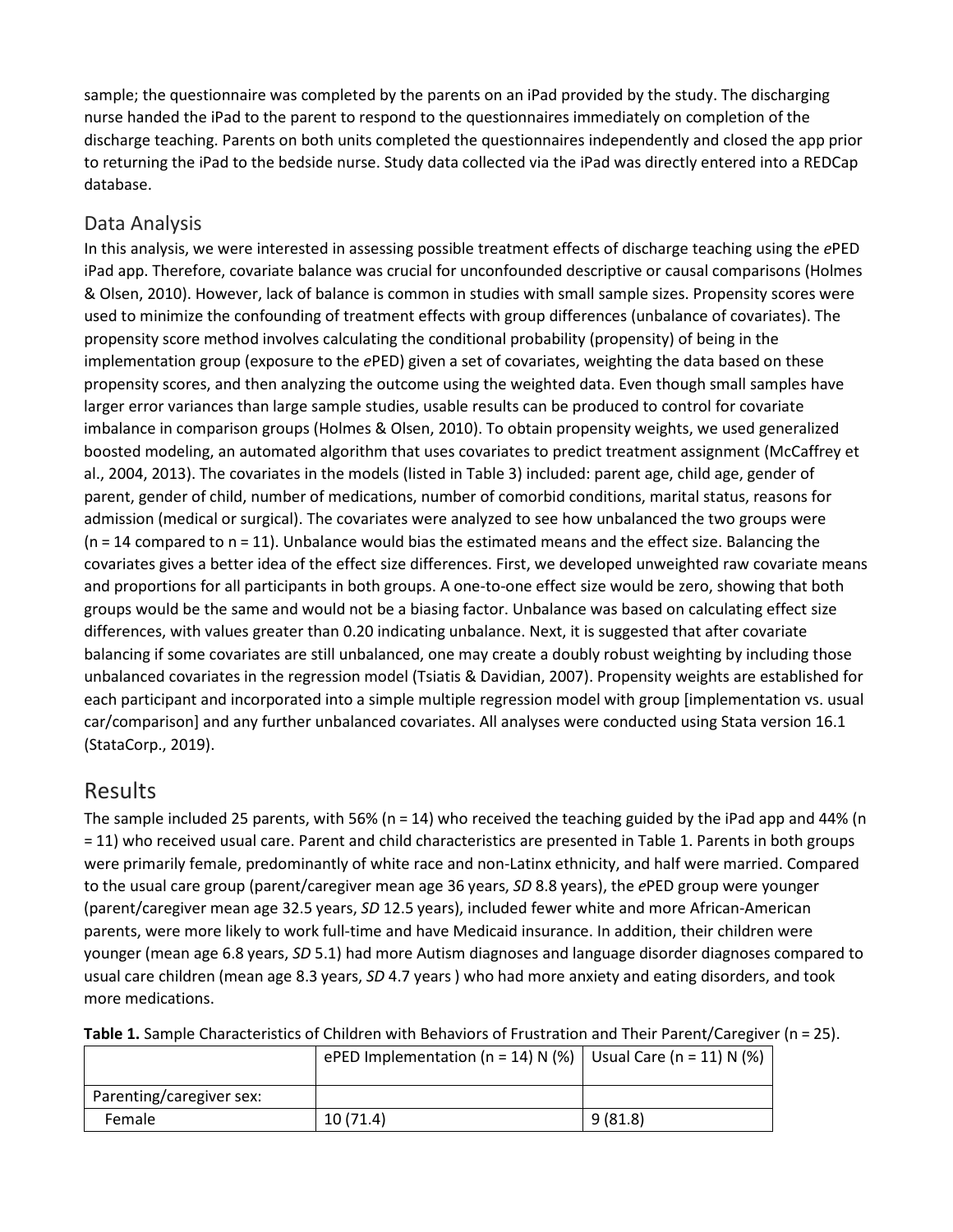sample; the questionnaire was completed by the parents on an iPad provided by the study. The discharging nurse handed the iPad to the parent to respond to the questionnaires immediately on completion of the discharge teaching. Parents on both units completed the questionnaires independently and closed the app prior to returning the iPad to the bedside nurse. Study data collected via the iPad was directly entered into a REDCap database.

## Data Analysis

In this analysis, we were interested in assessing possible treatment effects of discharge teaching using the *e*PED iPad app. Therefore, covariate balance was crucial for unconfounded descriptive or causal comparisons (Holmes & Olsen, 2010). However, lack of balance is common in studies with small sample sizes. Propensity scores were used to minimize the confounding of treatment effects with group differences (unbalance of covariates). The propensity score method involves calculating the conditional probability (propensity) of being in the implementation group (exposure to the *e*PED) given a set of covariates, weighting the data based on these propensity scores, and then analyzing the outcome using the weighted data. Even though small samples have larger error variances than large sample studies, usable results can be produced to control for covariate imbalance in comparison groups (Holmes & Olsen, 2010). To obtain propensity weights, we used generalized boosted modeling, an automated algorithm that uses covariates to predict treatment assignment (McCaffrey et al., 2004, 2013). The covariates in the models (listed in Table 3) included: parent age, child age, gender of parent, gender of child, number of medications, number of comorbid conditions, marital status, reasons for admission (medical or surgical). The covariates were analyzed to see how unbalanced the two groups were (n = 14 compared to n = 11). Unbalance would bias the estimated means and the effect size. Balancing the covariates gives a better idea of the effect size differences. First, we developed unweighted raw covariate means and proportions for all participants in both groups. A one-to-one effect size would be zero, showing that both groups would be the same and would not be a biasing factor. Unbalance was based on calculating effect size differences, with values greater than 0.20 indicating unbalance. Next, it is suggested that after covariate balancing if some covariates are still unbalanced, one may create a doubly robust weighting by including those unbalanced covariates in the regression model (Tsiatis & Davidian, 2007). Propensity weights are established for each participant and incorporated into a simple multiple regression model with group [implementation vs. usual car/comparison] and any further unbalanced covariates. All analyses were conducted using Stata version 16.1 (StataCorp., 2019).

# Results

The sample included 25 parents, with 56% (n = 14) who received the teaching guided by the iPad app and 44% (n = 11) who received usual care. Parent and child characteristics are presented in Table 1. Parents in both groups were primarily female, predominantly of white race and non-Latinx ethnicity, and half were married. Compared to the usual care group (parent/caregiver mean age 36 years, *SD* 8.8 years), the *e*PED group were younger (parent/caregiver mean age 32.5 years, *SD* 12.5 years), included fewer white and more African-American parents, were more likely to work full-time and have Medicaid insurance. In addition, their children were younger (mean age 6.8 years, *SD* 5.1) had more Autism diagnoses and language disorder diagnoses compared to usual care children (mean age 8.3 years, *SD* 4.7 years ) who had more anxiety and eating disorders, and took more medications.

**Table 1.** Sample Characteristics of Children with Behaviors of Frustration and Their Parent/Caregiver (n = 25).

| | ePED Implementation (n = 14) N (%) | Usual Care (n = 11) N (%) |
|---|---|---|
| Parenting/caregiver sex: | | |
| Female | 10 (71.4) | 9 (81.8) |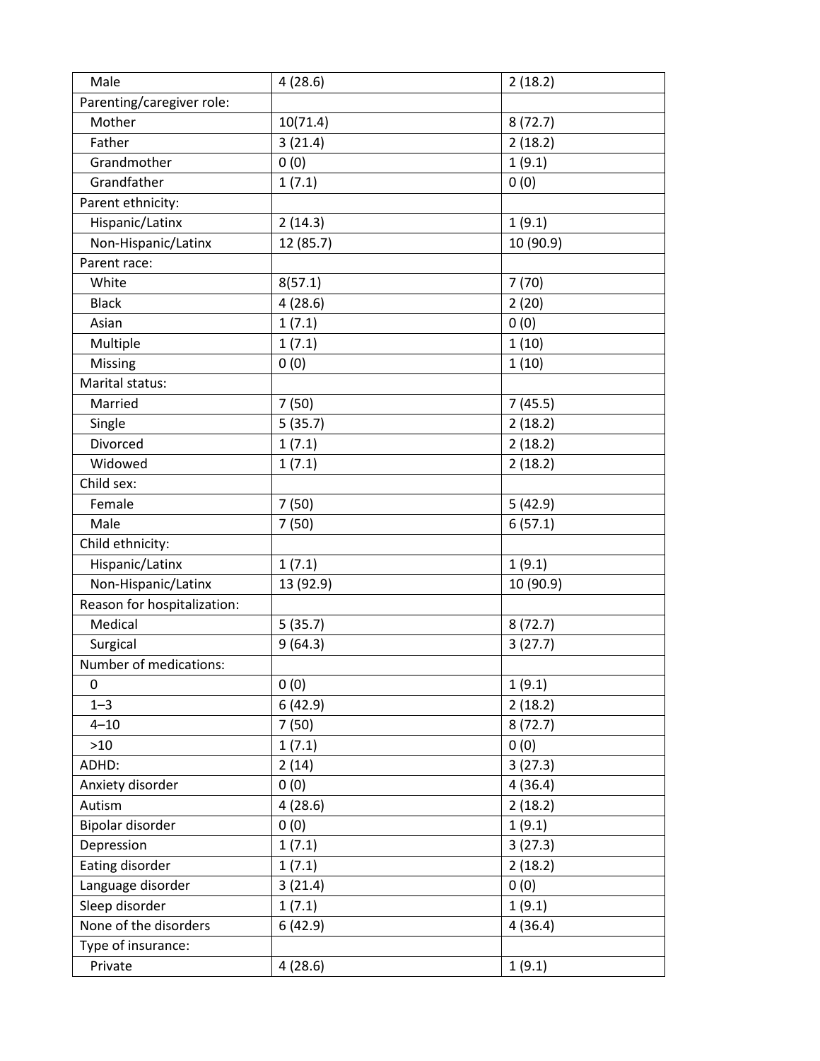| | | |
|---|---|---|
| Male | 4 (28.6) | 2 (18.2) |
| Parenting/caregiver role: | | |
| Mother | 10(71.4) | 8 (72.7) |
| Father | 3 (21.4) | 2 (18.2) |
| Grandmother | 0 (0) | 1 (9.1) |
| Grandfather | 1 (7.1) | 0 (0) |
| Parent ethnicity: | | |
| Hispanic/Latinx | 2 (14.3) | 1 (9.1) |
| Non-Hispanic/Latinx | 12 (85.7) | 10 (90.9) |
| Parent race: | | |
| White | 8(57.1) | 7 (70) |
| Black | 4 (28.6) | 2 (20) |
| Asian | 1 (7.1) | 0 (0) |
| Multiple | 1 (7.1) | 1 (10) |
| Missing | 0 (0) | 1 (10) |
| Marital status: | | |
| Married | 7 (50) | 7 (45.5) |
| Single | 5 (35.7) | 2 (18.2) |
| Divorced | 1 (7.1) | 2 (18.2) |
| Widowed | 1 (7.1) | 2 (18.2) |
| Child sex: | | |
| Female | 7 (50) | 5 (42.9) |
| Male | 7 (50) | 6 (57.1) |
| Child ethnicity: | | |
| Hispanic/Latinx | 1 (7.1) | 1 (9.1) |
| Non-Hispanic/Latinx | 13 (92.9) | 10 (90.9) |
| Reason for hospitalization: | | |
| Medical | 5 (35.7) | 8 (72.7) |
| Surgical | 9 (64.3) | 3 (27.7) |
| Number of medications: | | |
| 0 | 0 (0) | 1 (9.1) |
| 1–3 | 6 (42.9) | 2 (18.2) |
| 4–10 | 7 (50) | 8 (72.7) |
| >10 | 1 (7.1) | 0 (0) |
| ADHD: | 2 (14) | 3 (27.3) |
| Anxiety disorder | 0 (0) | 4 (36.4) |
| Autism | 4 (28.6) | 2 (18.2) |
| Bipolar disorder | 0 (0) | 1 (9.1) |
| Depression | 1 (7.1) | 3 (27.3) |
| Eating disorder | 1 (7.1) | 2 (18.2) |
| Language disorder | 3 (21.4) | 0 (0) |
| Sleep disorder | 1 (7.1) | 1 (9.1) |
| None of the disorders | 6 (42.9) | 4 (36.4) |
| Type of insurance: | | |
| Private | 4 (28.6) | 1 (9.1) |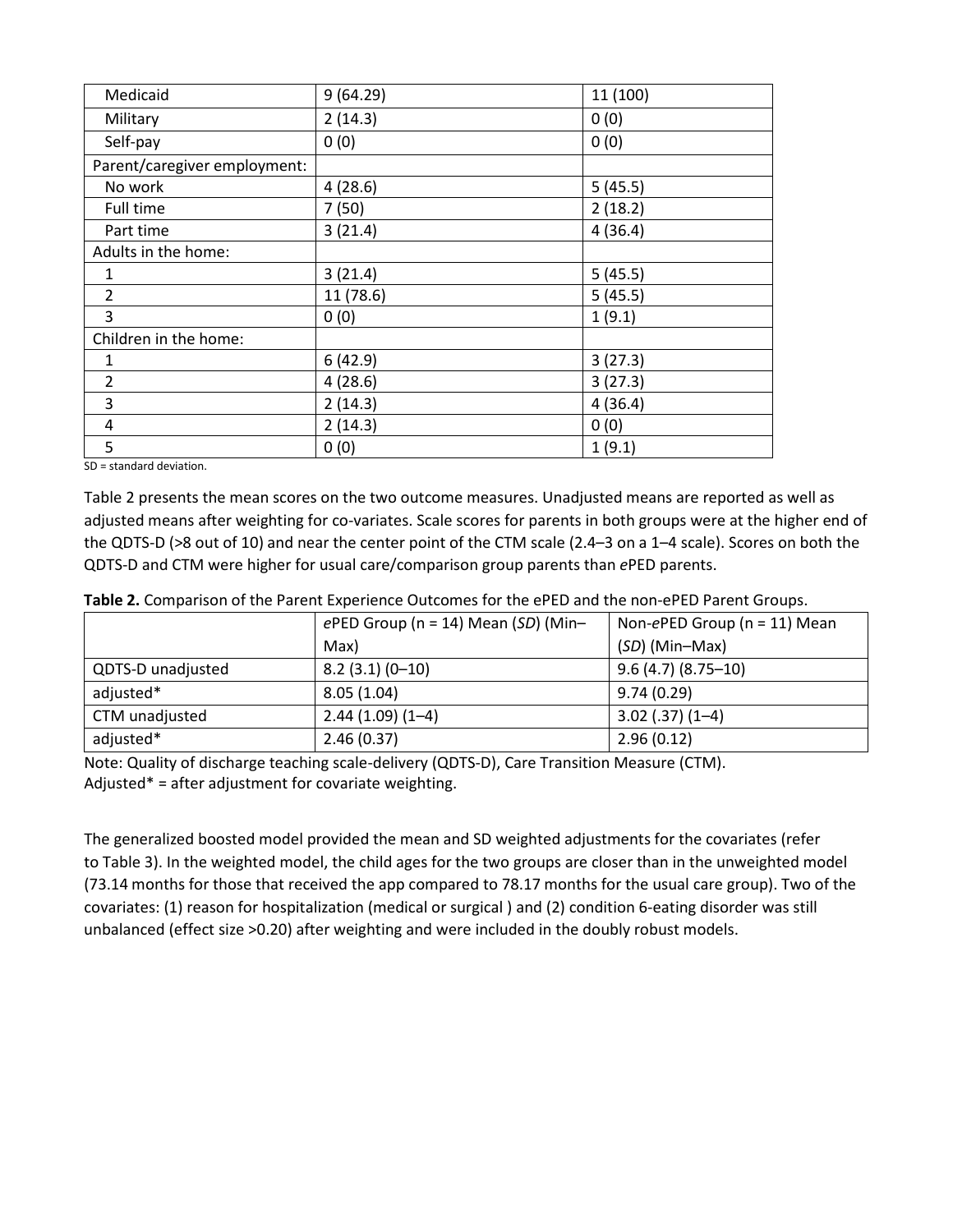| Medicaid | 9 (64.29) | 11 (100) |
|---|---|---|
| Military | 2 (14.3) | 0 (0) |
| Self-pay | 0 (0) | 0 (0) |
| Parent/caregiver employment: | | |
| No work | 4 (28.6) | 5 (45.5) |
| Full time | 7 (50) | 2 (18.2) |
| Part time | 3 (21.4) | 4 (36.4) |
| Adults in the home: | | |
| 1 | 3 (21.4) | 5 (45.5) |
| 2 | 11 (78.6) | 5 (45.5) |
| 3 | 0 (0) | 1 (9.1) |
| Children in the home: | | |
| 1 | 6 (42.9) | 3 (27.3) |
| 2 | 4 (28.6) | 3 (27.3) |
| 3 | 2 (14.3) | 4 (36.4) |
| 4 | 2 (14.3) | 0 (0) |
| 5 | 0 (0) | 1 (9.1) |

SD = standard deviation.

Table 2 presents the mean scores on the two outcome measures. Unadjusted means are reported as well as adjusted means after weighting for co-variates. Scale scores for parents in both groups were at the higher end of the QDTS-D (>8 out of 10) and near the center point of the CTM scale (2.4–3 on a 1–4 scale). Scores on both the QDTS-D and CTM were higher for usual care/comparison group parents than *e*PED parents.

**Table 2.** Comparison of the Parent Experience Outcomes for the ePED and the non-ePED Parent Groups.

| | *e*PED Group (n = 14) Mean (*SD*) (Min–Max) | Non-*e*PED Group (n = 11) Mean (*SD*) (Min–Max) |
|---|---|---|
| QDTS-D unadjusted | 8.2 (3.1) (0–10) | 9.6 (4.7) (8.75–10) |
| adjusted* | 8.05 (1.04) | 9.74 (0.29) |
| CTM unadjusted | 2.44 (1.09) (1–4) | 3.02 (.37) (1–4) |
| adjusted* | 2.46 (0.37) | 2.96 (0.12) |

Note: Quality of discharge teaching scale-delivery (QDTS-D), Care Transition Measure (CTM).
Adjusted* = after adjustment for covariate weighting.

The generalized boosted model provided the mean and SD weighted adjustments for the covariates (refer to Table 3). In the weighted model, the child ages for the two groups are closer than in the unweighted model (73.14 months for those that received the app compared to 78.17 months for the usual care group). Two of the covariates: (1) reason for hospitalization (medical or surgical ) and (2) condition 6-eating disorder was still unbalanced (effect size >0.20) after weighting and were included in the doubly robust models.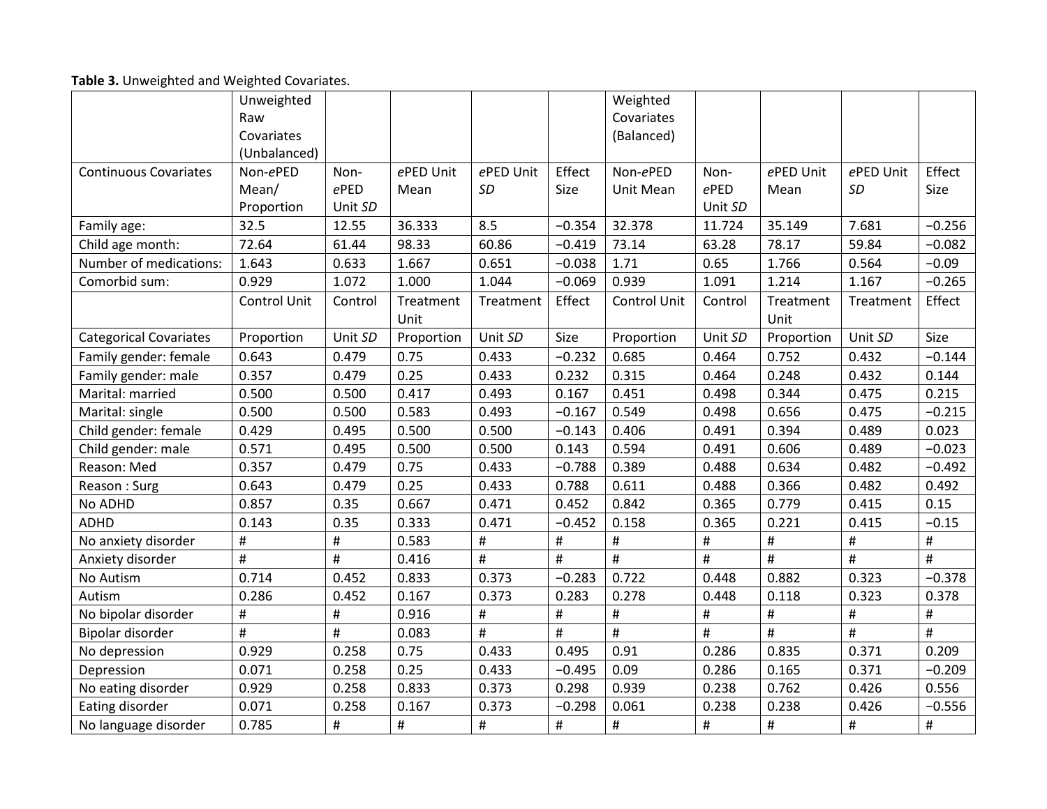**Table 3.** Unweighted and Weighted Covariates.

| | Unweighted Raw Covariates (Unbalanced) | | | | | Weighted Covariates (Balanced) | | | | |
|---|---|---|---|---|---|---|---|---|---|---|
| Continuous Covariates | Non-*e*PED Mean/ Proportion | Non-*e*PED Unit *SD* | *e*PED Unit Mean | *e*PED Unit *SD* | Effect Size | Non-*e*PED Unit Mean | Non-*e*PED Unit *SD* | *e*PED Unit Mean | *e*PED Unit *SD* | Effect Size |
| Family age: | 32.5 | 12.55 | 36.333 | 8.5 | −0.354 | 32.378 | 11.724 | 35.149 | 7.681 | −0.256 |
| Child age month: | 72.64 | 61.44 | 98.33 | 60.86 | −0.419 | 73.14 | 63.28 | 78.17 | 59.84 | −0.082 |
| Number of medications: | 1.643 | 0.633 | 1.667 | 0.651 | −0.038 | 1.71 | 0.65 | 1.766 | 0.564 | −0.09 |
| Comorbid sum: | 0.929 | 1.072 | 1.000 | 1.044 | −0.069 | 0.939 | 1.091 | 1.214 | 1.167 | −0.265 |
| | Control Unit | Control | Treatment Unit | Treatment | Effect | Control Unit | Control | Treatment Unit | Treatment | Effect |
| Categorical Covariates | Proportion | Unit *SD* | Proportion | Unit *SD* | Size | Proportion | Unit *SD* | Proportion | Unit *SD* | Size |
| Family gender: female | 0.643 | 0.479 | 0.75 | 0.433 | −0.232 | 0.685 | 0.464 | 0.752 | 0.432 | −0.144 |
| Family gender: male | 0.357 | 0.479 | 0.25 | 0.433 | 0.232 | 0.315 | 0.464 | 0.248 | 0.432 | 0.144 |
| Marital: married | 0.500 | 0.500 | 0.417 | 0.493 | 0.167 | 0.451 | 0.498 | 0.344 | 0.475 | 0.215 |
| Marital: single | 0.500 | 0.500 | 0.583 | 0.493 | −0.167 | 0.549 | 0.498 | 0.656 | 0.475 | −0.215 |
| Child gender: female | 0.429 | 0.495 | 0.500 | 0.500 | −0.143 | 0.406 | 0.491 | 0.394 | 0.489 | 0.023 |
| Child gender: male | 0.571 | 0.495 | 0.500 | 0.500 | 0.143 | 0.594 | 0.491 | 0.606 | 0.489 | −0.023 |
| Reason: Med | 0.357 | 0.479 | 0.75 | 0.433 | −0.788 | 0.389 | 0.488 | 0.634 | 0.482 | −0.492 |
| Reason : Surg | 0.643 | 0.479 | 0.25 | 0.433 | 0.788 | 0.611 | 0.488 | 0.366 | 0.482 | 0.492 |
| No ADHD | 0.857 | 0.35 | 0.667 | 0.471 | 0.452 | 0.842 | 0.365 | 0.779 | 0.415 | 0.15 |
| ADHD | 0.143 | 0.35 | 0.333 | 0.471 | −0.452 | 0.158 | 0.365 | 0.221 | 0.415 | −0.15 |
| No anxiety disorder | # | # | 0.583 | # | # | # | # | # | # | # |
| Anxiety disorder | # | # | 0.416 | # | # | # | # | # | # | # |
| No Autism | 0.714 | 0.452 | 0.833 | 0.373 | −0.283 | 0.722 | 0.448 | 0.882 | 0.323 | −0.378 |
| Autism | 0.286 | 0.452 | 0.167 | 0.373 | 0.283 | 0.278 | 0.448 | 0.118 | 0.323 | 0.378 |
| No bipolar disorder | # | # | 0.916 | # | # | # | # | # | # | # |
| Bipolar disorder | # | # | 0.083 | # | # | # | # | # | # | # |
| No depression | 0.929 | 0.258 | 0.75 | 0.433 | 0.495 | 0.91 | 0.286 | 0.835 | 0.371 | 0.209 |
| Depression | 0.071 | 0.258 | 0.25 | 0.433 | −0.495 | 0.09 | 0.286 | 0.165 | 0.371 | −0.209 |
| No eating disorder | 0.929 | 0.258 | 0.833 | 0.373 | 0.298 | 0.939 | 0.238 | 0.762 | 0.426 | 0.556 |
| Eating disorder | 0.071 | 0.258 | 0.167 | 0.373 | −0.298 | 0.061 | 0.238 | 0.238 | 0.426 | −0.556 |
| No language disorder | 0.785 | # | # | # | # | # | # | # | # | # |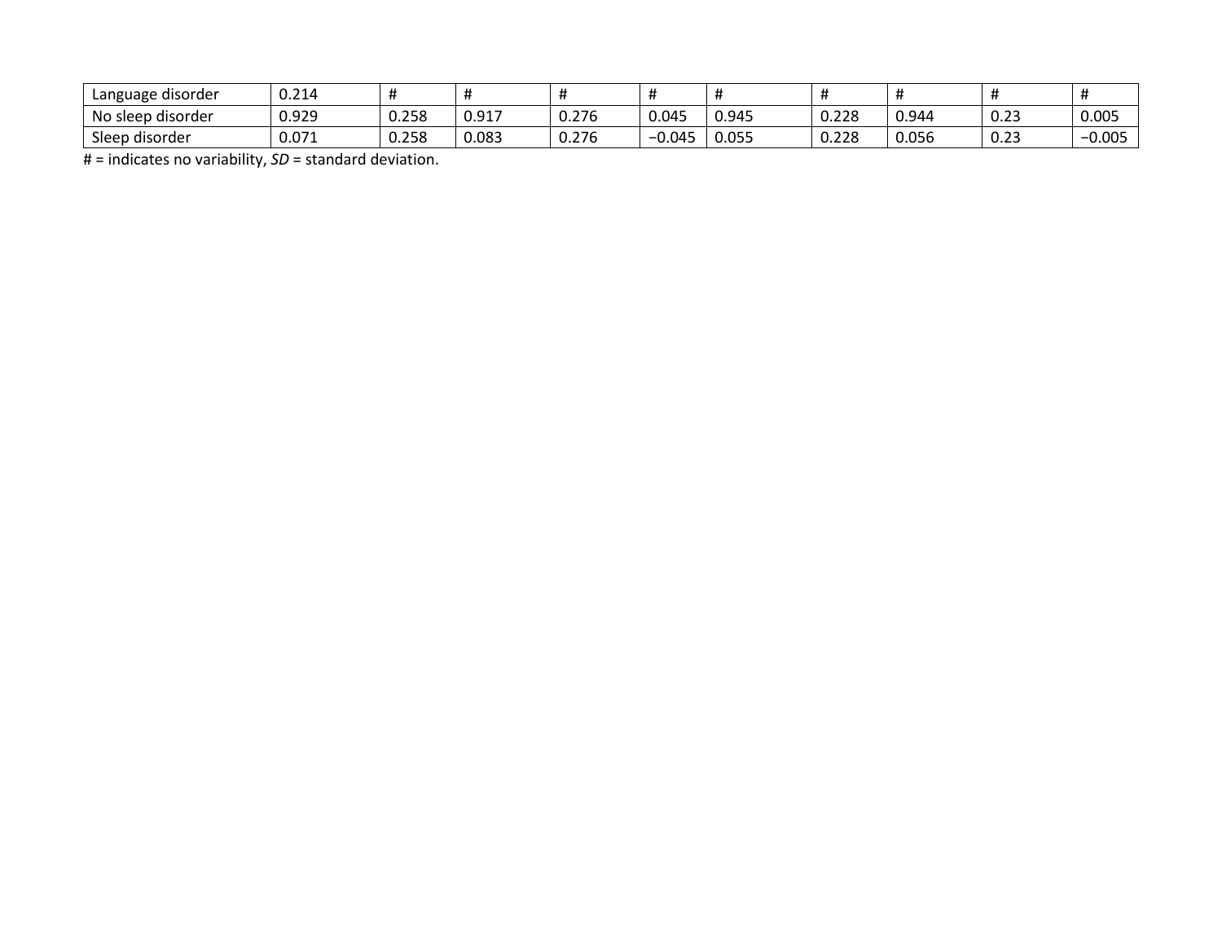| Language disorder | 0.214 | # | # | # | # | # | # | # | # | # |
|---|---|---|---|---|---|---|---|---|---|---|
| No sleep disorder | 0.929 | 0.258 | 0.917 | 0.276 | 0.045 | 0.945 | 0.228 | 0.944 | 0.23 | 0.005 |
| Sleep disorder | 0.071 | 0.258 | 0.083 | 0.276 | −0.045 | 0.055 | 0.228 | 0.056 | 0.23 | −0.005 |

# = indicates no variability, *SD* = standard deviation.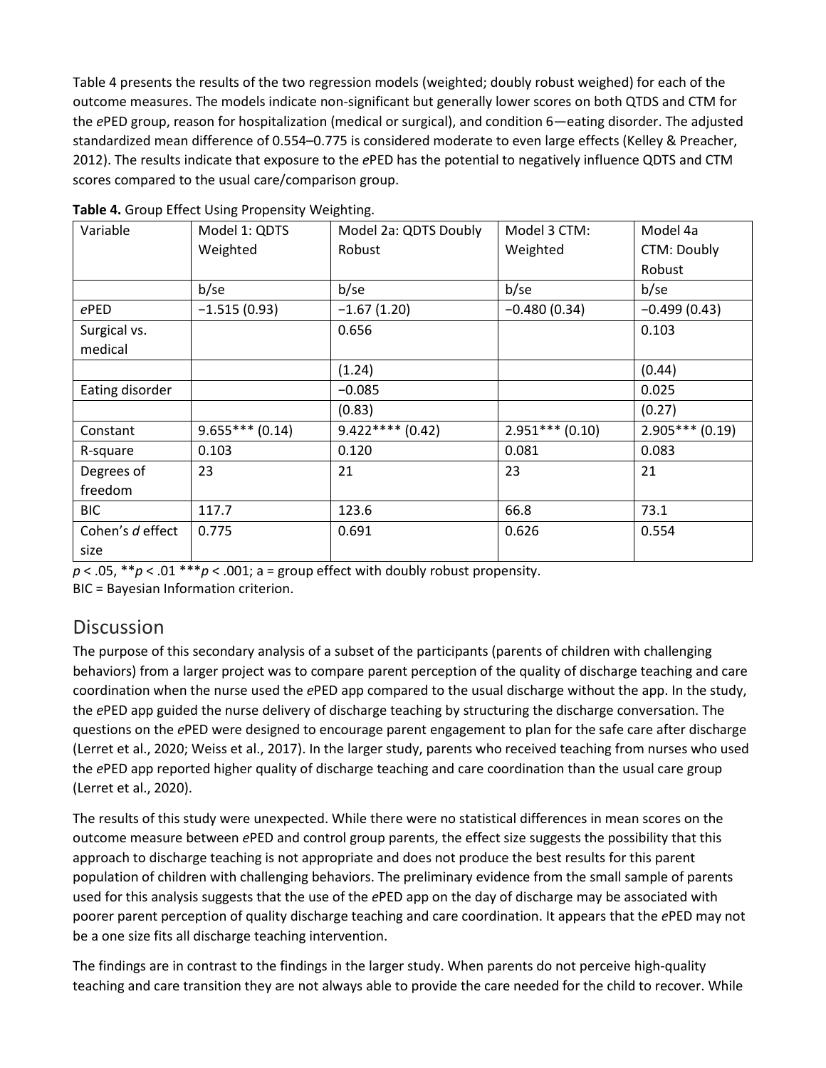Table 4 presents the results of the two regression models (weighted; doubly robust weighed) for each of the outcome measures. The models indicate non-significant but generally lower scores on both QTDS and CTM for the *e*PED group, reason for hospitalization (medical or surgical), and condition 6—eating disorder. The adjusted standardized mean difference of 0.554–0.775 is considered moderate to even large effects (Kelley & Preacher, 2012). The results indicate that exposure to the *e*PED has the potential to negatively influence QDTS and CTM scores compared to the usual care/comparison group.

**Table 4.** Group Effect Using Propensity Weighting.

| Variable | Model 1: QDTS Weighted | Model 2a: QDTS Doubly Robust | Model 3 CTM: Weighted | Model 4a CTM: Doubly Robust |
|---|---|---|---|---|
| | b/se | b/se | b/se | b/se |
| *e*PED | −1.515 (0.93) | −1.67 (1.20) | −0.480 (0.34) | −0.499 (0.43) |
| Surgical vs. medical | | 0.656 | | 0.103 |
| | | (1.24) | | (0.44) |
| Eating disorder | | −0.085 | | 0.025 |
| | | (0.83) | | (0.27) |
| Constant | 9.655*** (0.14) | 9.422**** (0.42) | 2.951*** (0.10) | 2.905*** (0.19) |
| R-square | 0.103 | 0.120 | 0.081 | 0.083 |
| Degrees of freedom | 23 | 21 | 23 | 21 |
| BIC | 117.7 | 123.6 | 66.8 | 73.1 |
| Cohen's *d* effect size | 0.775 | 0.691 | 0.626 | 0.554 |

$p < .05$, \*\*$p < .01$ \*\*\*$p < .001$; a = group effect with doubly robust propensity.
BIC = Bayesian Information criterion.

## Discussion

The purpose of this secondary analysis of a subset of the participants (parents of children with challenging behaviors) from a larger project was to compare parent perception of the quality of discharge teaching and care coordination when the nurse used the *e*PED app compared to the usual discharge without the app. In the study, the *e*PED app guided the nurse delivery of discharge teaching by structuring the discharge conversation. The questions on the *e*PED were designed to encourage parent engagement to plan for the safe care after discharge (Lerret et al., 2020; Weiss et al., 2017). In the larger study, parents who received teaching from nurses who used the *e*PED app reported higher quality of discharge teaching and care coordination than the usual care group (Lerret et al., 2020).

The results of this study were unexpected. While there were no statistical differences in mean scores on the outcome measure between *e*PED and control group parents, the effect size suggests the possibility that this approach to discharge teaching is not appropriate and does not produce the best results for this parent population of children with challenging behaviors. The preliminary evidence from the small sample of parents used for this analysis suggests that the use of the *e*PED app on the day of discharge may be associated with poorer parent perception of quality discharge teaching and care coordination. It appears that the *e*PED may not be a one size fits all discharge teaching intervention.

The findings are in contrast to the findings in the larger study. When parents do not perceive high-quality teaching and care transition they are not always able to provide the care needed for the child to recover. While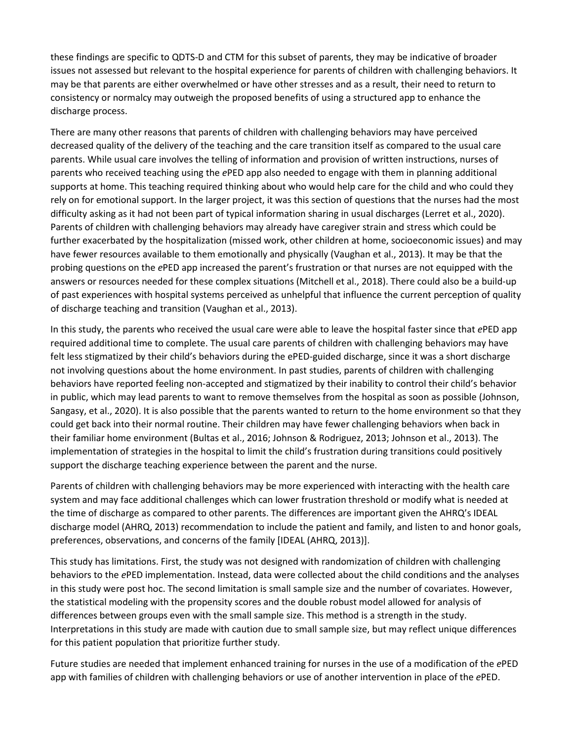these findings are specific to QDTS-D and CTM for this subset of parents, they may be indicative of broader issues not assessed but relevant to the hospital experience for parents of children with challenging behaviors. It may be that parents are either overwhelmed or have other stresses and as a result, their need to return to consistency or normalcy may outweigh the proposed benefits of using a structured app to enhance the discharge process.

There are many other reasons that parents of children with challenging behaviors may have perceived decreased quality of the delivery of the teaching and the care transition itself as compared to the usual care parents. While usual care involves the telling of information and provision of written instructions, nurses of parents who received teaching using the *e*PED app also needed to engage with them in planning additional supports at home. This teaching required thinking about who would help care for the child and who could they rely on for emotional support. In the larger project, it was this section of questions that the nurses had the most difficulty asking as it had not been part of typical information sharing in usual discharges (Lerret et al., 2020). Parents of children with challenging behaviors may already have caregiver strain and stress which could be further exacerbated by the hospitalization (missed work, other children at home, socioeconomic issues) and may have fewer resources available to them emotionally and physically (Vaughan et al., 2013). It may be that the probing questions on the *e*PED app increased the parent's frustration or that nurses are not equipped with the answers or resources needed for these complex situations (Mitchell et al., 2018). There could also be a build-up of past experiences with hospital systems perceived as unhelpful that influence the current perception of quality of discharge teaching and transition (Vaughan et al., 2013).

In this study, the parents who received the usual care were able to leave the hospital faster since that *e*PED app required additional time to complete. The usual care parents of children with challenging behaviors may have felt less stigmatized by their child's behaviors during the ePED-guided discharge, since it was a short discharge not involving questions about the home environment. In past studies, parents of children with challenging behaviors have reported feeling non-accepted and stigmatized by their inability to control their child's behavior in public, which may lead parents to want to remove themselves from the hospital as soon as possible (Johnson, Sangasy, et al., 2020). It is also possible that the parents wanted to return to the home environment so that they could get back into their normal routine. Their children may have fewer challenging behaviors when back in their familiar home environment (Bultas et al., 2016; Johnson & Rodriguez, 2013; Johnson et al., 2013). The implementation of strategies in the hospital to limit the child's frustration during transitions could positively support the discharge teaching experience between the parent and the nurse.

Parents of children with challenging behaviors may be more experienced with interacting with the health care system and may face additional challenges which can lower frustration threshold or modify what is needed at the time of discharge as compared to other parents. The differences are important given the AHRQ's IDEAL discharge model (AHRQ, 2013) recommendation to include the patient and family, and listen to and honor goals, preferences, observations, and concerns of the family [IDEAL (AHRQ, 2013)].

This study has limitations. First, the study was not designed with randomization of children with challenging behaviors to the *e*PED implementation. Instead, data were collected about the child conditions and the analyses in this study were post hoc. The second limitation is small sample size and the number of covariates. However, the statistical modeling with the propensity scores and the double robust model allowed for analysis of differences between groups even with the small sample size. This method is a strength in the study. Interpretations in this study are made with caution due to small sample size, but may reflect unique differences for this patient population that prioritize further study.

Future studies are needed that implement enhanced training for nurses in the use of a modification of the *e*PED app with families of children with challenging behaviors or use of another intervention in place of the *e*PED.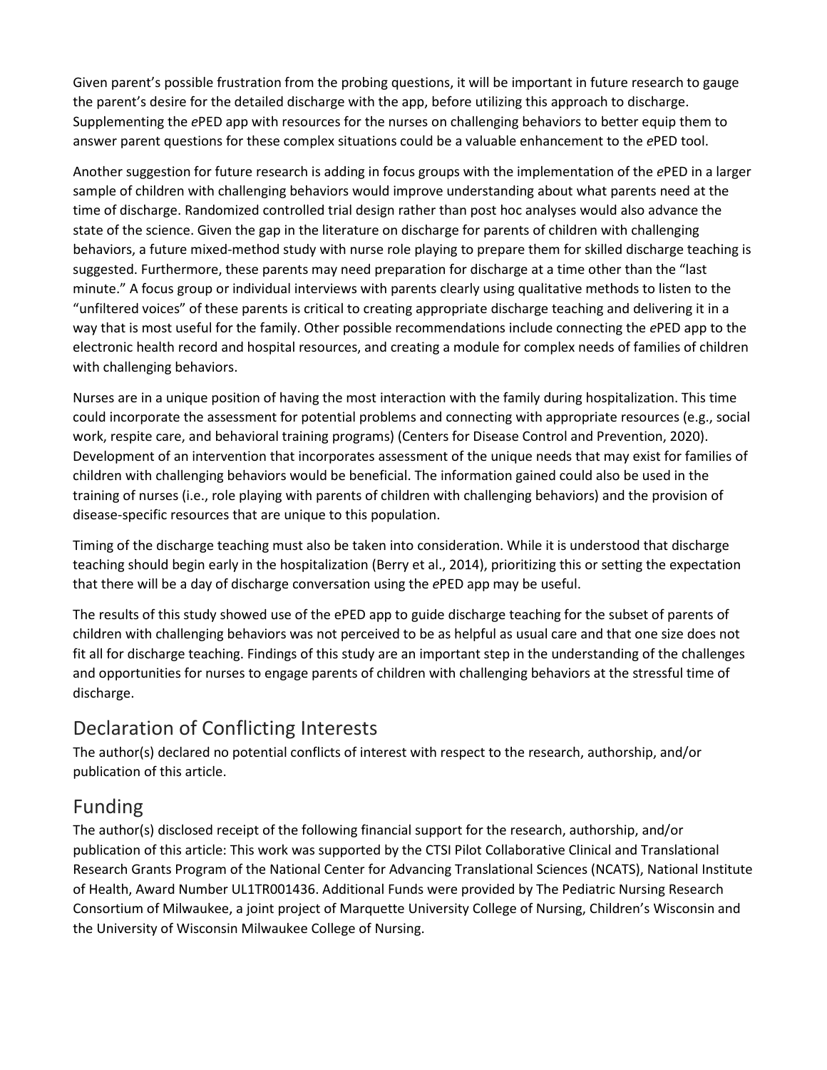Given parent's possible frustration from the probing questions, it will be important in future research to gauge the parent's desire for the detailed discharge with the app, before utilizing this approach to discharge. Supplementing the *e*PED app with resources for the nurses on challenging behaviors to better equip them to answer parent questions for these complex situations could be a valuable enhancement to the *e*PED tool.

Another suggestion for future research is adding in focus groups with the implementation of the *e*PED in a larger sample of children with challenging behaviors would improve understanding about what parents need at the time of discharge. Randomized controlled trial design rather than post hoc analyses would also advance the state of the science. Given the gap in the literature on discharge for parents of children with challenging behaviors, a future mixed-method study with nurse role playing to prepare them for skilled discharge teaching is suggested. Furthermore, these parents may need preparation for discharge at a time other than the "last minute." A focus group or individual interviews with parents clearly using qualitative methods to listen to the "unfiltered voices" of these parents is critical to creating appropriate discharge teaching and delivering it in a way that is most useful for the family. Other possible recommendations include connecting the *e*PED app to the electronic health record and hospital resources, and creating a module for complex needs of families of children with challenging behaviors.

Nurses are in a unique position of having the most interaction with the family during hospitalization. This time could incorporate the assessment for potential problems and connecting with appropriate resources (e.g., social work, respite care, and behavioral training programs) (Centers for Disease Control and Prevention, 2020). Development of an intervention that incorporates assessment of the unique needs that may exist for families of children with challenging behaviors would be beneficial. The information gained could also be used in the training of nurses (i.e., role playing with parents of children with challenging behaviors) and the provision of disease-specific resources that are unique to this population.

Timing of the discharge teaching must also be taken into consideration. While it is understood that discharge teaching should begin early in the hospitalization (Berry et al., 2014), prioritizing this or setting the expectation that there will be a day of discharge conversation using the *e*PED app may be useful.

The results of this study showed use of the ePED app to guide discharge teaching for the subset of parents of children with challenging behaviors was not perceived to be as helpful as usual care and that one size does not fit all for discharge teaching. Findings of this study are an important step in the understanding of the challenges and opportunities for nurses to engage parents of children with challenging behaviors at the stressful time of discharge.

## Declaration of Conflicting Interests

The author(s) declared no potential conflicts of interest with respect to the research, authorship, and/or publication of this article.

## Funding

The author(s) disclosed receipt of the following financial support for the research, authorship, and/or publication of this article: This work was supported by the CTSI Pilot Collaborative Clinical and Translational Research Grants Program of the National Center for Advancing Translational Sciences (NCATS), National Institute of Health, Award Number UL1TR001436. Additional Funds were provided by The Pediatric Nursing Research Consortium of Milwaukee, a joint project of Marquette University College of Nursing, Children's Wisconsin and the University of Wisconsin Milwaukee College of Nursing.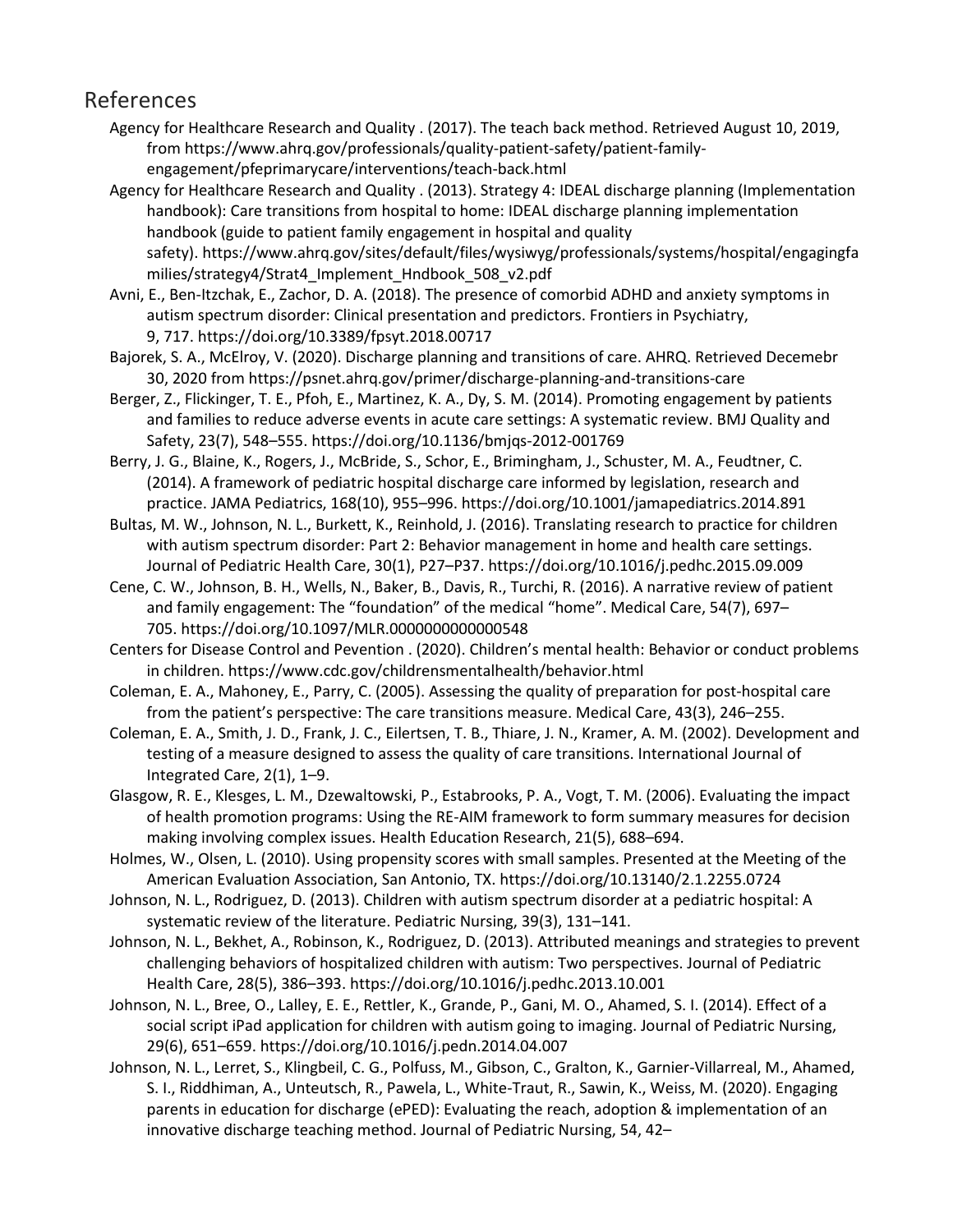## References

Agency for Healthcare Research and Quality . (2017). The teach back method. Retrieved August 10, 2019, from https://www.ahrq.gov/professionals/quality-patient-safety/patient-family-engagement/pfeprimarycare/interventions/teach-back.html

Agency for Healthcare Research and Quality . (2013). Strategy 4: IDEAL discharge planning (Implementation handbook): Care transitions from hospital to home: IDEAL discharge planning implementation handbook (guide to patient family engagement in hospital and quality safety). https://www.ahrq.gov/sites/default/files/wysiwyg/professionals/systems/hospital/engagingfamilies/strategy4/Strat4_Implement_Hndbook_508_v2.pdf

Avni, E., Ben-Itzchak, E., Zachor, D. A. (2018). The presence of comorbid ADHD and anxiety symptoms in autism spectrum disorder: Clinical presentation and predictors. Frontiers in Psychiatry, 9, 717. https://doi.org/10.3389/fpsyt.2018.00717

Bajorek, S. A., McElroy, V. (2020). Discharge planning and transitions of care. AHRQ. Retrieved Decemebr 30, 2020 from https://psnet.ahrq.gov/primer/discharge-planning-and-transitions-care

Berger, Z., Flickinger, T. E., Pfoh, E., Martinez, K. A., Dy, S. M. (2014). Promoting engagement by patients and families to reduce adverse events in acute care settings: A systematic review. BMJ Quality and Safety, 23(7), 548–555. https://doi.org/10.1136/bmjqs-2012-001769

Berry, J. G., Blaine, K., Rogers, J., McBride, S., Schor, E., Brimingham, J., Schuster, M. A., Feudtner, C. (2014). A framework of pediatric hospital discharge care informed by legislation, research and practice. JAMA Pediatrics, 168(10), 955–996. https://doi.org/10.1001/jamapediatrics.2014.891

Bultas, M. W., Johnson, N. L., Burkett, K., Reinhold, J. (2016). Translating research to practice for children with autism spectrum disorder: Part 2: Behavior management in home and health care settings. Journal of Pediatric Health Care, 30(1), P27–P37. https://doi.org/10.1016/j.pedhc.2015.09.009

Cene, C. W., Johnson, B. H., Wells, N., Baker, B., Davis, R., Turchi, R. (2016). A narrative review of patient and family engagement: The "foundation" of the medical "home". Medical Care, 54(7), 697–705. https://doi.org/10.1097/MLR.0000000000000548

Centers for Disease Control and Pevention . (2020). Children's mental health: Behavior or conduct problems in children. https://www.cdc.gov/childrensmentalhealth/behavior.html

Coleman, E. A., Mahoney, E., Parry, C. (2005). Assessing the quality of preparation for post-hospital care from the patient's perspective: The care transitions measure. Medical Care, 43(3), 246–255.

Coleman, E. A., Smith, J. D., Frank, J. C., Eilertsen, T. B., Thiare, J. N., Kramer, A. M. (2002). Development and testing of a measure designed to assess the quality of care transitions. International Journal of Integrated Care, 2(1), 1–9.

Glasgow, R. E., Klesges, L. M., Dzewaltowski, P., Estabrooks, P. A., Vogt, T. M. (2006). Evaluating the impact of health promotion programs: Using the RE-AIM framework to form summary measures for decision making involving complex issues. Health Education Research, 21(5), 688–694.

Holmes, W., Olsen, L. (2010). Using propensity scores with small samples. Presented at the Meeting of the American Evaluation Association, San Antonio, TX. https://doi.org/10.13140/2.1.2255.0724

Johnson, N. L., Rodriguez, D. (2013). Children with autism spectrum disorder at a pediatric hospital: A systematic review of the literature. Pediatric Nursing, 39(3), 131–141.

Johnson, N. L., Bekhet, A., Robinson, K., Rodriguez, D. (2013). Attributed meanings and strategies to prevent challenging behaviors of hospitalized children with autism: Two perspectives. Journal of Pediatric Health Care, 28(5), 386–393. https://doi.org/10.1016/j.pedhc.2013.10.001

Johnson, N. L., Bree, O., Lalley, E. E., Rettler, K., Grande, P., Gani, M. O., Ahamed, S. I. (2014). Effect of a social script iPad application for children with autism going to imaging. Journal of Pediatric Nursing, 29(6), 651–659. https://doi.org/10.1016/j.pedn.2014.04.007

Johnson, N. L., Lerret, S., Klingbeil, C. G., Polfuss, M., Gibson, C., Gralton, K., Garnier-Villarreal, M., Ahamed, S. I., Riddhiman, A., Unteutsch, R., Pawela, L., White-Traut, R., Sawin, K., Weiss, M. (2020). Engaging parents in education for discharge (ePED): Evaluating the reach, adoption & implementation of an innovative discharge teaching method. Journal of Pediatric Nursing, 54, 42–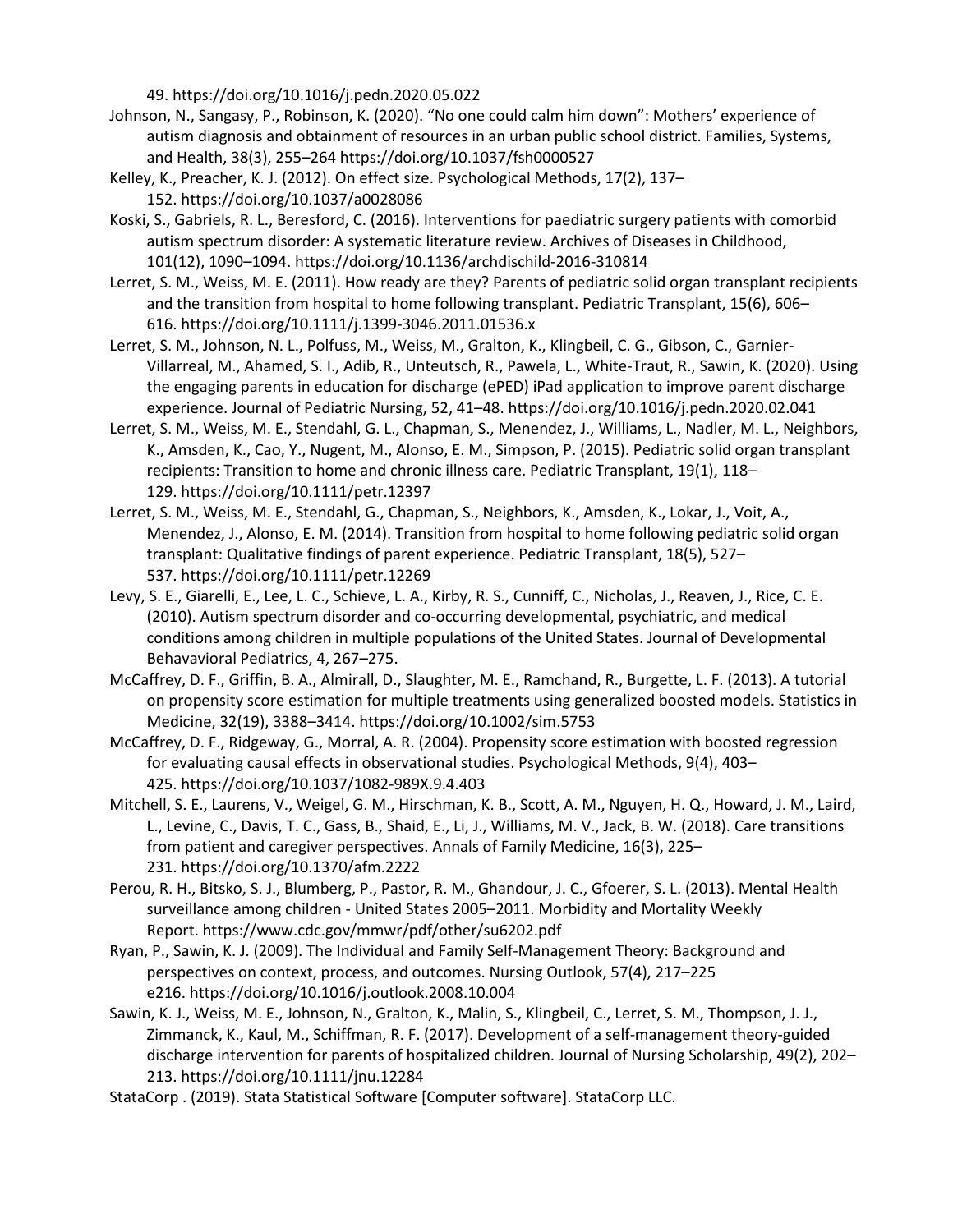49. https://doi.org/10.1016/j.pedn.2020.05.022

Johnson, N., Sangasy, P., Robinson, K. (2020). "No one could calm him down": Mothers' experience of autism diagnosis and obtainment of resources in an urban public school district. Families, Systems, and Health, 38(3), 255–264 https://doi.org/10.1037/fsh0000527

Kelley, K., Preacher, K. J. (2012). On effect size. Psychological Methods, 17(2), 137–152. https://doi.org/10.1037/a0028086

Koski, S., Gabriels, R. L., Beresford, C. (2016). Interventions for paediatric surgery patients with comorbid autism spectrum disorder: A systematic literature review. Archives of Diseases in Childhood, 101(12), 1090–1094. https://doi.org/10.1136/archdischild-2016-310814

Lerret, S. M., Weiss, M. E. (2011). How ready are they? Parents of pediatric solid organ transplant recipients and the transition from hospital to home following transplant. Pediatric Transplant, 15(6), 606–616. https://doi.org/10.1111/j.1399-3046.2011.01536.x

Lerret, S. M., Johnson, N. L., Polfuss, M., Weiss, M., Gralton, K., Klingbeil, C. G., Gibson, C., Garnier-Villarreal, M., Ahamed, S. I., Adib, R., Unteutsch, R., Pawela, L., White-Traut, R., Sawin, K. (2020). Using the engaging parents in education for discharge (ePED) iPad application to improve parent discharge experience. Journal of Pediatric Nursing, 52, 41–48. https://doi.org/10.1016/j.pedn.2020.02.041

Lerret, S. M., Weiss, M. E., Stendahl, G. L., Chapman, S., Menendez, J., Williams, L., Nadler, M. L., Neighbors, K., Amsden, K., Cao, Y., Nugent, M., Alonso, E. M., Simpson, P. (2015). Pediatric solid organ transplant recipients: Transition to home and chronic illness care. Pediatric Transplant, 19(1), 118–129. https://doi.org/10.1111/petr.12397

Lerret, S. M., Weiss, M. E., Stendahl, G., Chapman, S., Neighbors, K., Amsden, K., Lokar, J., Voit, A., Menendez, J., Alonso, E. M. (2014). Transition from hospital to home following pediatric solid organ transplant: Qualitative findings of parent experience. Pediatric Transplant, 18(5), 527–537. https://doi.org/10.1111/petr.12269

Levy, S. E., Giarelli, E., Lee, L. C., Schieve, L. A., Kirby, R. S., Cunniff, C., Nicholas, J., Reaven, J., Rice, C. E. (2010). Autism spectrum disorder and co-occurring developmental, psychiatric, and medical conditions among children in multiple populations of the United States. Journal of Developmental Behavavioral Pediatrics, 4, 267–275.

McCaffrey, D. F., Griffin, B. A., Almirall, D., Slaughter, M. E., Ramchand, R., Burgette, L. F. (2013). A tutorial on propensity score estimation for multiple treatments using generalized boosted models. Statistics in Medicine, 32(19), 3388–3414. https://doi.org/10.1002/sim.5753

McCaffrey, D. F., Ridgeway, G., Morral, A. R. (2004). Propensity score estimation with boosted regression for evaluating causal effects in observational studies. Psychological Methods, 9(4), 403–425. https://doi.org/10.1037/1082-989X.9.4.403

Mitchell, S. E., Laurens, V., Weigel, G. M., Hirschman, K. B., Scott, A. M., Nguyen, H. Q., Howard, J. M., Laird, L., Levine, C., Davis, T. C., Gass, B., Shaid, E., Li, J., Williams, M. V., Jack, B. W. (2018). Care transitions from patient and caregiver perspectives. Annals of Family Medicine, 16(3), 225–231. https://doi.org/10.1370/afm.2222

Perou, R. H., Bitsko, S. J., Blumberg, P., Pastor, R. M., Ghandour, J. C., Gfoerer, S. L. (2013). Mental Health surveillance among children - United States 2005–2011. Morbidity and Mortality Weekly Report. https://www.cdc.gov/mmwr/pdf/other/su6202.pdf

Ryan, P., Sawin, K. J. (2009). The Individual and Family Self-Management Theory: Background and perspectives on context, process, and outcomes. Nursing Outlook, 57(4), 217–225 e216. https://doi.org/10.1016/j.outlook.2008.10.004

Sawin, K. J., Weiss, M. E., Johnson, N., Gralton, K., Malin, S., Klingbeil, C., Lerret, S. M., Thompson, J. J., Zimmanck, K., Kaul, M., Schiffman, R. F. (2017). Development of a self-management theory-guided discharge intervention for parents of hospitalized children. Journal of Nursing Scholarship, 49(2), 202–213. https://doi.org/10.1111/jnu.12284

StataCorp . (2019). Stata Statistical Software [Computer software]. StataCorp LLC.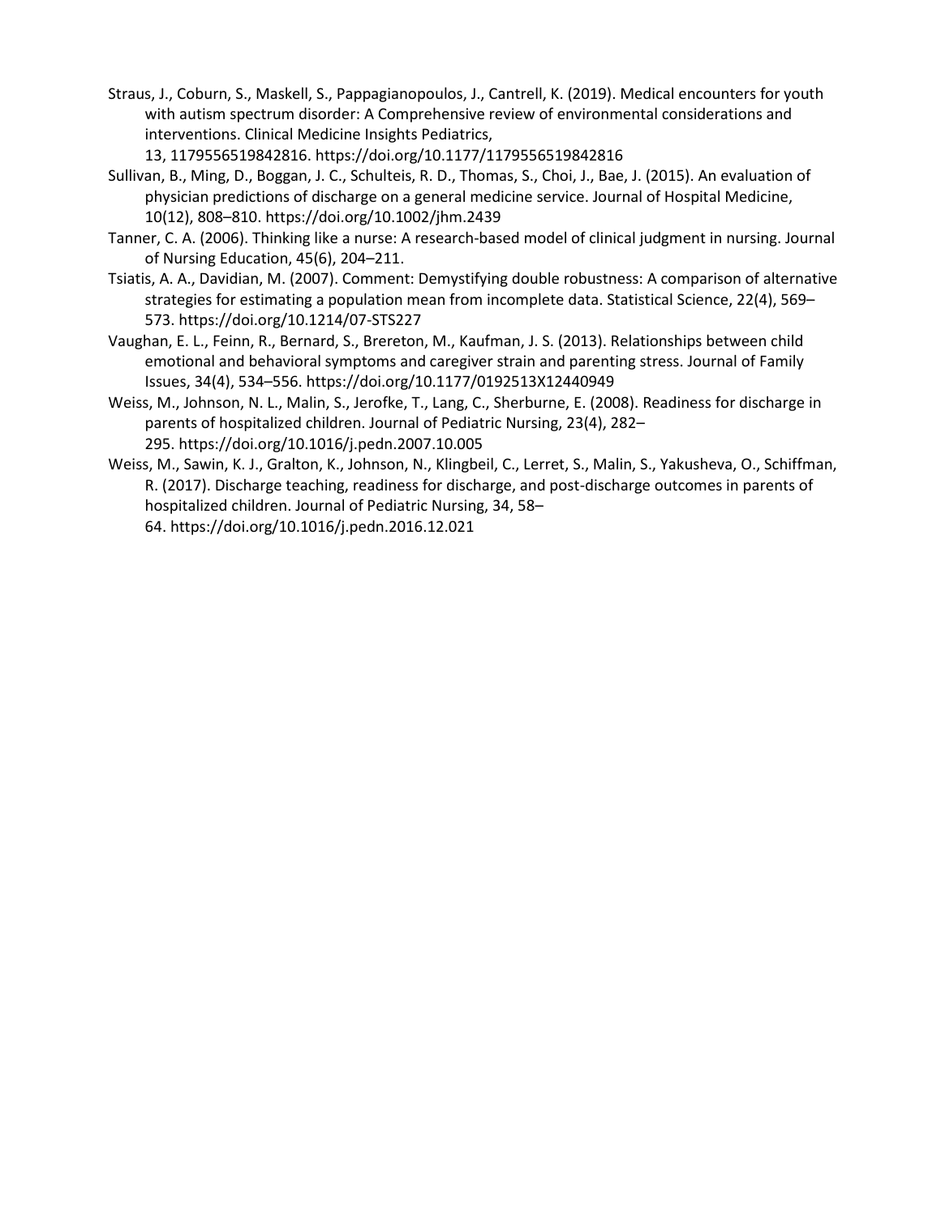Straus, J., Coburn, S., Maskell, S., Pappagianopoulos, J., Cantrell, K. (2019). Medical encounters for youth with autism spectrum disorder: A Comprehensive review of environmental considerations and interventions. Clinical Medicine Insights Pediatrics, 13, 1179556519842816. https://doi.org/10.1177/1179556519842816

Sullivan, B., Ming, D., Boggan, J. C., Schulteis, R. D., Thomas, S., Choi, J., Bae, J. (2015). An evaluation of physician predictions of discharge on a general medicine service. Journal of Hospital Medicine, 10(12), 808–810. https://doi.org/10.1002/jhm.2439

Tanner, C. A. (2006). Thinking like a nurse: A research-based model of clinical judgment in nursing. Journal of Nursing Education, 45(6), 204–211.

Tsiatis, A. A., Davidian, M. (2007). Comment: Demystifying double robustness: A comparison of alternative strategies for estimating a population mean from incomplete data. Statistical Science, 22(4), 569–573. https://doi.org/10.1214/07-STS227

Vaughan, E. L., Feinn, R., Bernard, S., Brereton, M., Kaufman, J. S. (2013). Relationships between child emotional and behavioral symptoms and caregiver strain and parenting stress. Journal of Family Issues, 34(4), 534–556. https://doi.org/10.1177/0192513X12440949

Weiss, M., Johnson, N. L., Malin, S., Jerofke, T., Lang, C., Sherburne, E. (2008). Readiness for discharge in parents of hospitalized children. Journal of Pediatric Nursing, 23(4), 282–295. https://doi.org/10.1016/j.pedn.2007.10.005

Weiss, M., Sawin, K. J., Gralton, K., Johnson, N., Klingbeil, C., Lerret, S., Malin, S., Yakusheva, O., Schiffman, R. (2017). Discharge teaching, readiness for discharge, and post-discharge outcomes in parents of hospitalized children. Journal of Pediatric Nursing, 34, 58–64. https://doi.org/10.1016/j.pedn.2016.12.021